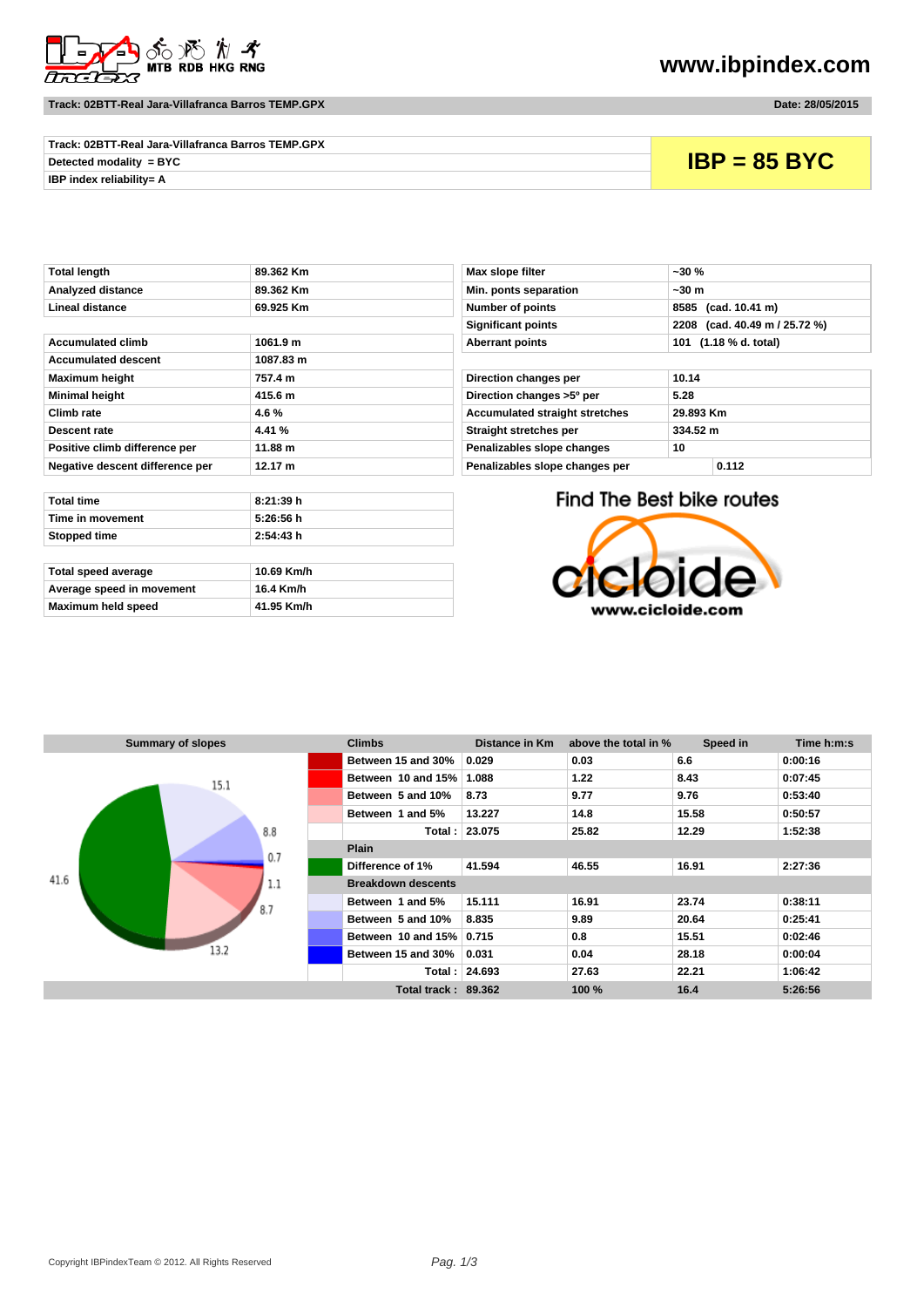www.ibpindex.com

**Track: 02BTT-Real Jara-Villafranca Barros TEMP.GPX** — **Date: 28/05/2015**

| | |
|---|---|
| Track: 02BTT-Real Jara-Villafranca Barros TEMP.GPX | **IBP = 85 BYC** |
| Detected modality = BYC | |
| IBP index reliability= A | |

| | |
|---|---|
| Total length | 89.362 Km |
| Analyzed distance | 89.362 Km |
| Lineal distance | 69.925 Km |

| | |
|---|---|
| Accumulated climb | 1061.9 m |
| Accumulated descent | 1087.83 m |
| Maximum height | 757.4 m |
| Minimal height | 415.6 m |
| Climb rate | 4.6 % |
| Descent rate | 4.41 % |
| Positive climb difference per | 11.88 m |
| Negative descent difference per | 12.17 m |

| | |
|---|---|
| Max slope filter | ~30 % |
| Min. ponts separation | ~30 m |
| Number of points | 8585 (cad. 10.41 m) |
| Significant points | 2208 (cad. 40.49 m / 25.72 %) |
| Aberrant points | 101 (1.18 % d. total) |

| | |
|---|---|
| Direction changes per | 10.14 |
| Direction changes >5º per | 5.28 |
| Accumulated straight stretches | 29.893 Km |
| Straight stretches per | 334.52 m |
| Penalizables slope changes | 10 |
| Penalizables slope changes per | 0.112 |

| | |
|---|---|
| Total time | 8:21:39 h |
| Time in movement | 5:26:56 h |
| Stopped time | 2:54:43 h |

| | |
|---|---|
| Total speed average | 10.69 Km/h |
| Average speed in movement | 16.4 Km/h |
| Maximum held speed | 41.95 Km/h |

Find The Best bike routes
cicloide
www.cicloide.com

**Summary of slopes**

| Climbs | Distance in Km | above the total in % | Speed in | Time h:m:s |
|---|---|---|---|---|
| Between 15 and 30% | 0.029 | 0.03 | 6.6 | 0:00:16 |
| Between 10 and 15% | 1.088 | 1.22 | 8.43 | 0:07:45 |
| Between 5 and 10% | 8.73 | 9.77 | 9.76 | 0:53:40 |
| Between 1 and 5% | 13.227 | 14.8 | 15.58 | 0:50:57 |
| Total : | 23.075 | 25.82 | 12.29 | 1:52:38 |
| **Plain** | | | | |
| Difference of 1% | 41.594 | 46.55 | 16.91 | 2:27:36 |
| **Breakdown descents** | | | | |
| Between 1 and 5% | 15.111 | 16.91 | 23.74 | 0:38:11 |
| Between 5 and 10% | 8.835 | 9.89 | 20.64 | 0:25:41 |
| Between 10 and 15% | 0.715 | 0.8 | 15.51 | 0:02:46 |
| Between 15 and 30% | 0.031 | 0.04 | 28.18 | 0:00:04 |
| Total : | 24.693 | 27.63 | 22.21 | 1:06:42 |
| Total track : | 89.362 | 100 % | 16.4 | 5:26:56 |

Copyright IBPindexTeam © 2012. All Rights Reserved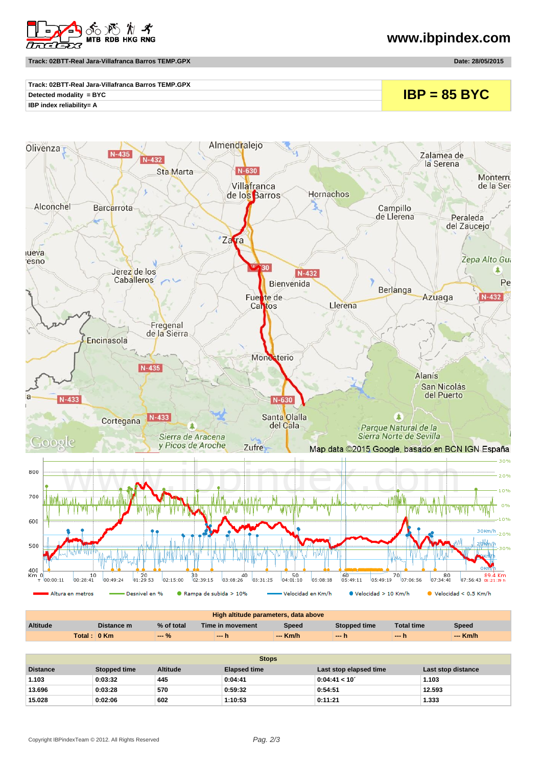www.ibpindex.com

Track: 02BTT-Real Jara-Villafranca Barros TEMP.GPX — Date: 28/05/2015

| Track: 02BTT-Real Jara-Villafranca Barros TEMP.GPX | IBP = 85 BYC |
|---|---|
| Detected modality = BYC | |
| IBP index reliability= A | |

Altura en metros — Desnivel en % — Rampa de subida > 10% — Velocidad en Km/h — Velocidad > 10 Km/h — Velocidad < 0.5 Km/h

| High altitude parameters, data above | | | | | | | |
|---|---|---|---|---|---|---|---|
| Altitude | Distance m | % of total | Time in movement | Speed | Stopped time | Total time | Speed |
| Total : | 0 Km | --- % | --- h | --- Km/h | --- h | --- h | --- Km/h |

| Stops | | | | | |
|---|---|---|---|---|---|
| Distance | Stopped time | Altitude | Elapsed time | Last stop elapsed time | Last stop distance |
| 1.103 | 0:03:32 | 445 | 0:04:41 | 0:04:41 < 10´ | 1.103 |
| 13.696 | 0:03:28 | 570 | 0:59:32 | 0:54:51 | 12.593 |
| 15.028 | 0:02:06 | 602 | 1:10:53 | 0:11:21 | 1.333 |

Copyright IBPindexTeam © 2012. All Rights Reserved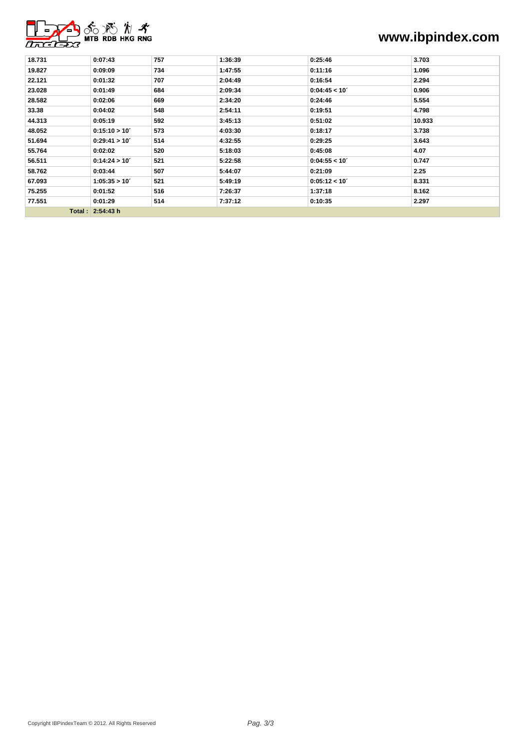| | | | | | |
|---|---|---|---|---|---|
| 18.731 | 0:07:43 | 757 | 1:36:39 | 0:25:46 | 3.703 |
| 19.827 | 0:09:09 | 734 | 1:47:55 | 0:11:16 | 1.096 |
| 22.121 | 0:01:32 | 707 | 2:04:49 | 0:16:54 | 2.294 |
| 23.028 | 0:01:49 | 684 | 2:09:34 | 0:04:45 < 10´ | 0.906 |
| 28.582 | 0:02:06 | 669 | 2:34:20 | 0:24:46 | 5.554 |
| 33.38 | 0:04:02 | 548 | 2:54:11 | 0:19:51 | 4.798 |
| 44.313 | 0:05:19 | 592 | 3:45:13 | 0:51:02 | 10.933 |
| 48.052 | 0:15:10 > 10´ | 573 | 4:03:30 | 0:18:17 | 3.738 |
| 51.694 | 0:29:41 > 10´ | 514 | 4:32:55 | 0:29:25 | 3.643 |
| 55.764 | 0:02:02 | 520 | 5:18:03 | 0:45:08 | 4.07 |
| 56.511 | 0:14:24 > 10´ | 521 | 5:22:58 | 0:04:55 < 10´ | 0.747 |
| 58.762 | 0:03:44 | 507 | 5:44:07 | 0:21:09 | 2.25 |
| 67.093 | 1:05:35 > 10´ | 521 | 5:49:19 | 0:05:12 < 10´ | 8.331 |
| 75.255 | 0:01:52 | 516 | 7:26:37 | 1:37:18 | 8.162 |
| 77.551 | 0:01:29 | 514 | 7:37:12 | 0:10:35 | 2.297 |
| Total : | 2:54:43 h | | | | |